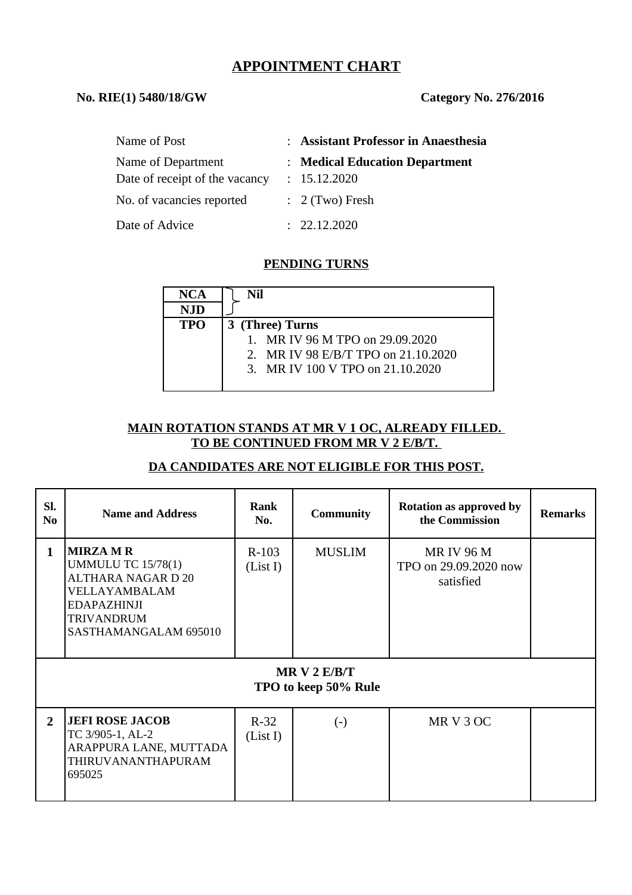# APPOINTMENT CHART

**No. RIE(1) 5480/18/GW** **Category No. 276/2016**

| | | |
|---|---|---|
| Name of Post | : | **Assistant Professor in Anaesthesia** |
| Name of Department | : | **Medical Education Department** |
| Date of receipt of the vacancy | : | 15.12.2020 |
| No. of vacancies reported | : | 2 (Two) Fresh |
| Date of Advice | : | 22.12.2020 |

## PENDING TURNS

| | |
|---|---|
| **NCA** | **Nil** |
| **NJD** | |
| **TPO** | **3 (Three) Turns**<br>1. MR IV 96 M TPO on 29.09.2020<br>2. MR IV 98 E/B/T TPO on 21.10.2020<br>3. MR IV 100 V TPO on 21.10.2020 |

**MAIN ROTATION STANDS AT MR V 1 OC, ALREADY FILLED.**
**TO BE CONTINUED FROM MR V 2 E/B/T.**

**DA CANDIDATES ARE NOT ELIGIBLE FOR THIS POST.**

| Sl. No | Name and Address | Rank No. | Community | Rotation as approved by the Commission | Remarks |
|---|---|---|---|---|---|
| **1** | **MIRZA M R**<br>UMMULU TC 15/78(1)<br>ALTHARA NAGAR D 20<br>VELLAYAMBALAM<br>EDAPAZHINJI<br>TRIVANDRUM<br>SASTHAMANGALAM 695010 | R-103 (List I) | MUSLIM | MR IV 96 M TPO on 29.09.2020 now satisfied | |
| | **MR V 2 E/B/T**<br>**TPO to keep 50% Rule** | | | | |
| **2** | **JEFI ROSE JACOB**<br>TC 3/905-1, AL-2<br>ARAPPURA LANE, MUTTADA<br>THIRUVANANTHAPURAM<br>695025 | R-32 (List I) | (-) | MR V 3 OC | |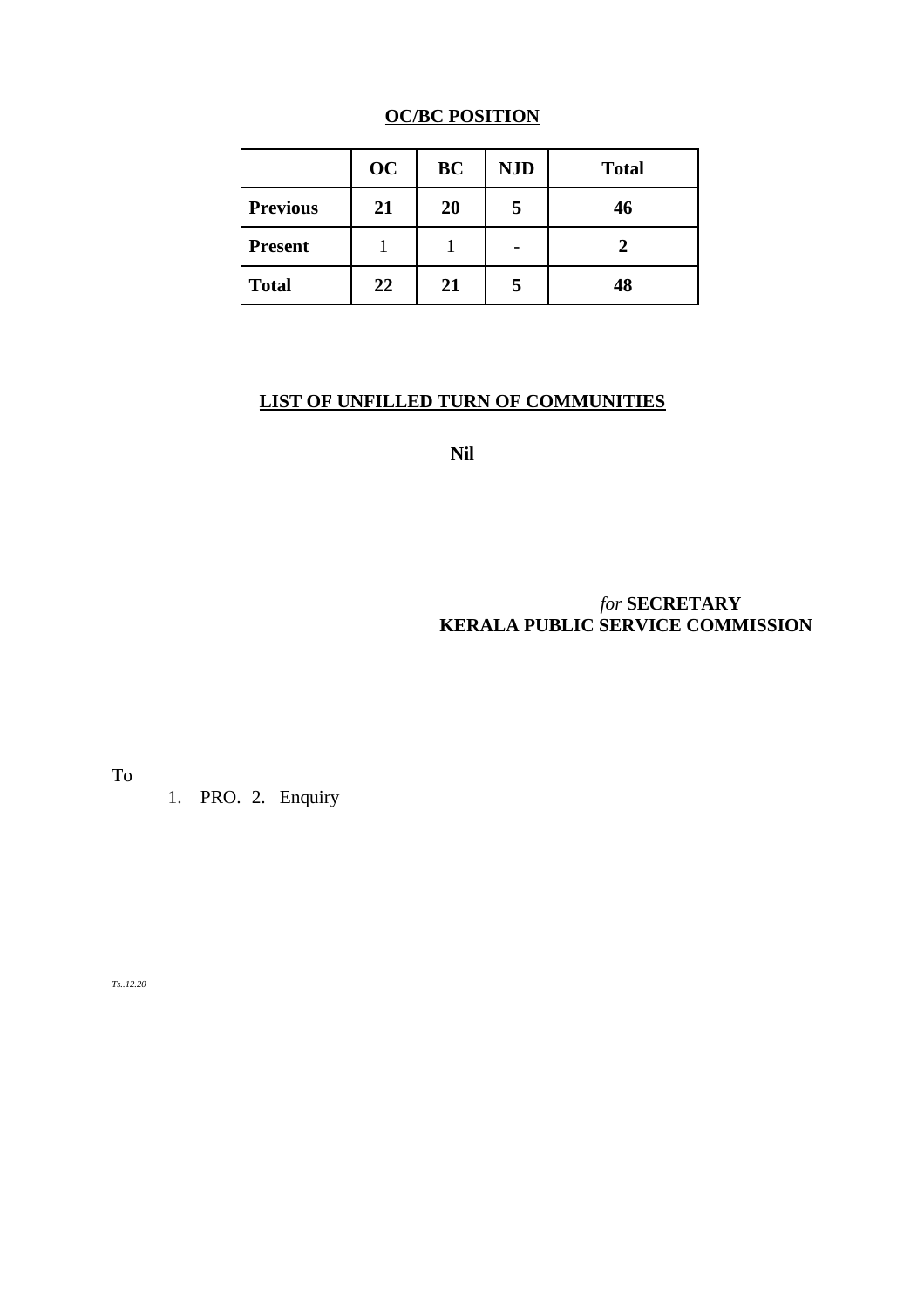**OC/BC POSITION**

| | OC | BC | NJD | Total |
|---|---|---|---|---|
| **Previous** | **21** | **20** | **5** | **46** |
| **Present** | 1 | 1 | - | **2** |
| **Total** | **22** | **21** | **5** | **48** |

**LIST OF UNFILLED TURN OF COMMUNITIES**

**Nil**

*for* **SECRETARY**
**KERALA PUBLIC SERVICE COMMISSION**

To

1. PRO. 2. Enquiry

*Ts..12.20*